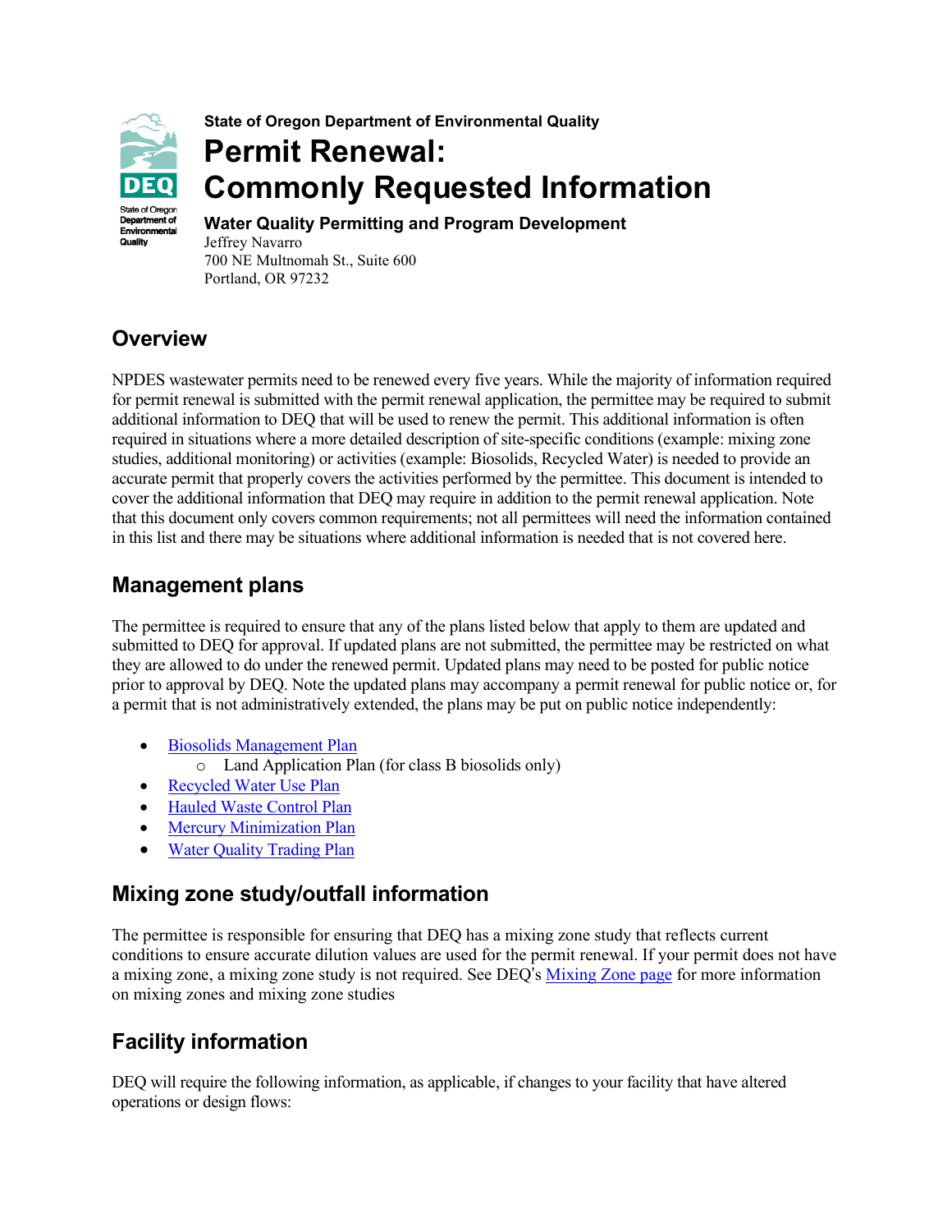State of Oregon Department of Environmental Quality

# Permit Renewal: Commonly Requested Information

**Water Quality Permitting and Program Development**
Jeffrey Navarro
700 NE Multnomah St., Suite 600
Portland, OR 97232

## Overview

NPDES wastewater permits need to be renewed every five years. While the majority of information required for permit renewal is submitted with the permit renewal application, the permittee may be required to submit additional information to DEQ that will be used to renew the permit. This additional information is often required in situations where a more detailed description of site-specific conditions (example: mixing zone studies, additional monitoring) or activities (example: Biosolids, Recycled Water) is needed to provide an accurate permit that properly covers the activities performed by the permittee. This document is intended to cover the additional information that DEQ may require in addition to the permit renewal application. Note that this document only covers common requirements; not all permittees will need the information contained in this list and there may be situations where additional information is needed that is not covered here.

## Management plans

The permittee is required to ensure that any of the plans listed below that apply to them are updated and submitted to DEQ for approval. If updated plans are not submitted, the permittee may be restricted on what they are allowed to do under the renewed permit. Updated plans may need to be posted for public notice prior to approval by DEQ. Note the updated plans may accompany a permit renewal for public notice or, for a permit that is not administratively extended, the plans may be put on public notice independently:

- Biosolids Management Plan
    - Land Application Plan (for class B biosolids only)
- Recycled Water Use Plan
- Hauled Waste Control Plan
- Mercury Minimization Plan
- Water Quality Trading Plan

## Mixing zone study/outfall information

The permittee is responsible for ensuring that DEQ has a mixing zone study that reflects current conditions to ensure accurate dilution values are used for the permit renewal. If your permit does not have a mixing zone, a mixing zone study is not required. See DEQ's Mixing Zone page for more information on mixing zones and mixing zone studies

## Facility information

DEQ will require the following information, as applicable, if changes to your facility that have altered operations or design flows: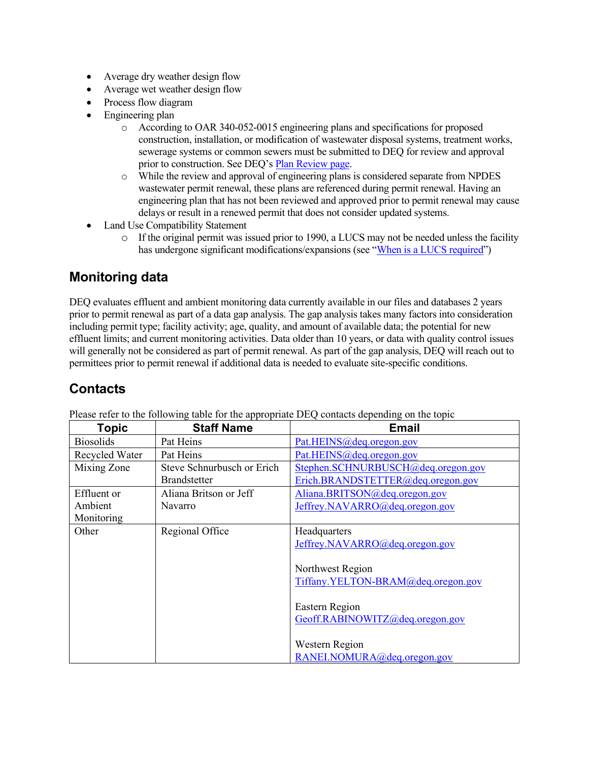- Average dry weather design flow
- Average wet weather design flow
- Process flow diagram
- Engineering plan
  - According to OAR 340-052-0015 engineering plans and specifications for proposed construction, installation, or modification of wastewater disposal systems, treatment works, sewerage systems or common sewers must be submitted to DEQ for review and approval prior to construction. See DEQ's Plan Review page.
  - While the review and approval of engineering plans is considered separate from NPDES wastewater permit renewal, these plans are referenced during permit renewal. Having an engineering plan that has not been reviewed and approved prior to permit renewal may cause delays or result in a renewed permit that does not consider updated systems.
- Land Use Compatibility Statement
  - If the original permit was issued prior to 1990, a LUCS may not be needed unless the facility has undergone significant modifications/expansions (see "When is a LUCS required")

## Monitoring data

DEQ evaluates effluent and ambient monitoring data currently available in our files and databases 2 years prior to permit renewal as part of a data gap analysis. The gap analysis takes many factors into consideration including permit type; facility activity; age, quality, and amount of available data; the potential for new effluent limits; and current monitoring activities. Data older than 10 years, or data with quality control issues will generally not be considered as part of permit renewal. As part of the gap analysis, DEQ will reach out to permittees prior to permit renewal if additional data is needed to evaluate site-specific conditions.

## Contacts

Please refer to the following table for the appropriate DEQ contacts depending on the topic

| Topic | Staff Name | Email |
|---|---|---|
| Biosolids | Pat Heins | Pat.HEINS@deq.oregon.gov |
| Recycled Water | Pat Heins | Pat.HEINS@deq.oregon.gov |
| Mixing Zone | Steve Schnurbusch or Erich Brandstetter | Stephen.SCHNURBUSCH@deq.oregon.gov<br>Erich.BRANDSTETTER@deq.oregon.gov |
| Effluent or Ambient Monitoring | Aliana Britson or Jeff Navarro | Aliana.BRITSON@deq.oregon.gov<br>Jeffrey.NAVARRO@deq.oregon.gov |
| Other | Regional Office | Headquarters<br>Jeffrey.NAVARRO@deq.oregon.gov<br><br>Northwest Region<br>Tiffany.YELTON-BRAM@deq.oregon.gov<br><br>Eastern Region<br>Geoff.RABINOWITZ@deq.oregon.gov<br><br>Western Region<br>RANEI.NOMURA@deq.oregon.gov |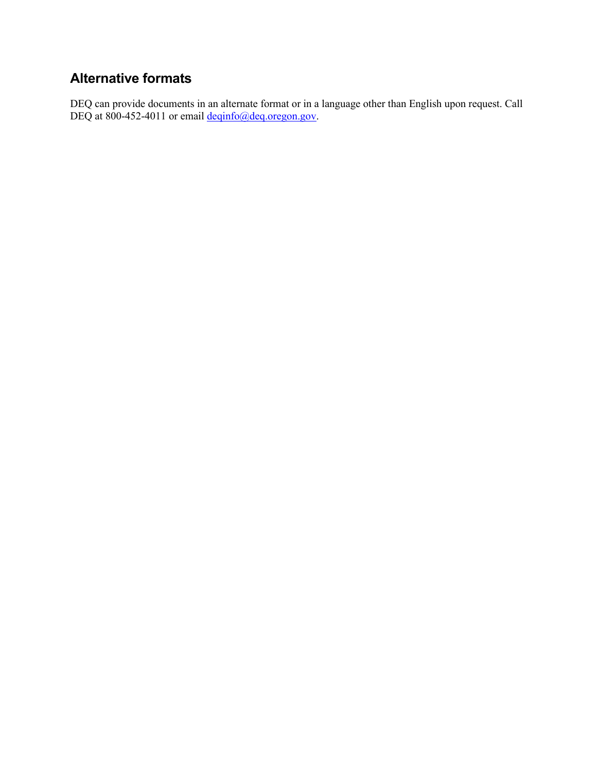## Alternative formats

DEQ can provide documents in an alternate format or in a language other than English upon request. Call DEQ at 800-452-4011 or email [deqinfo@deq.oregon.gov](mailto:deqinfo@deq.oregon.gov).